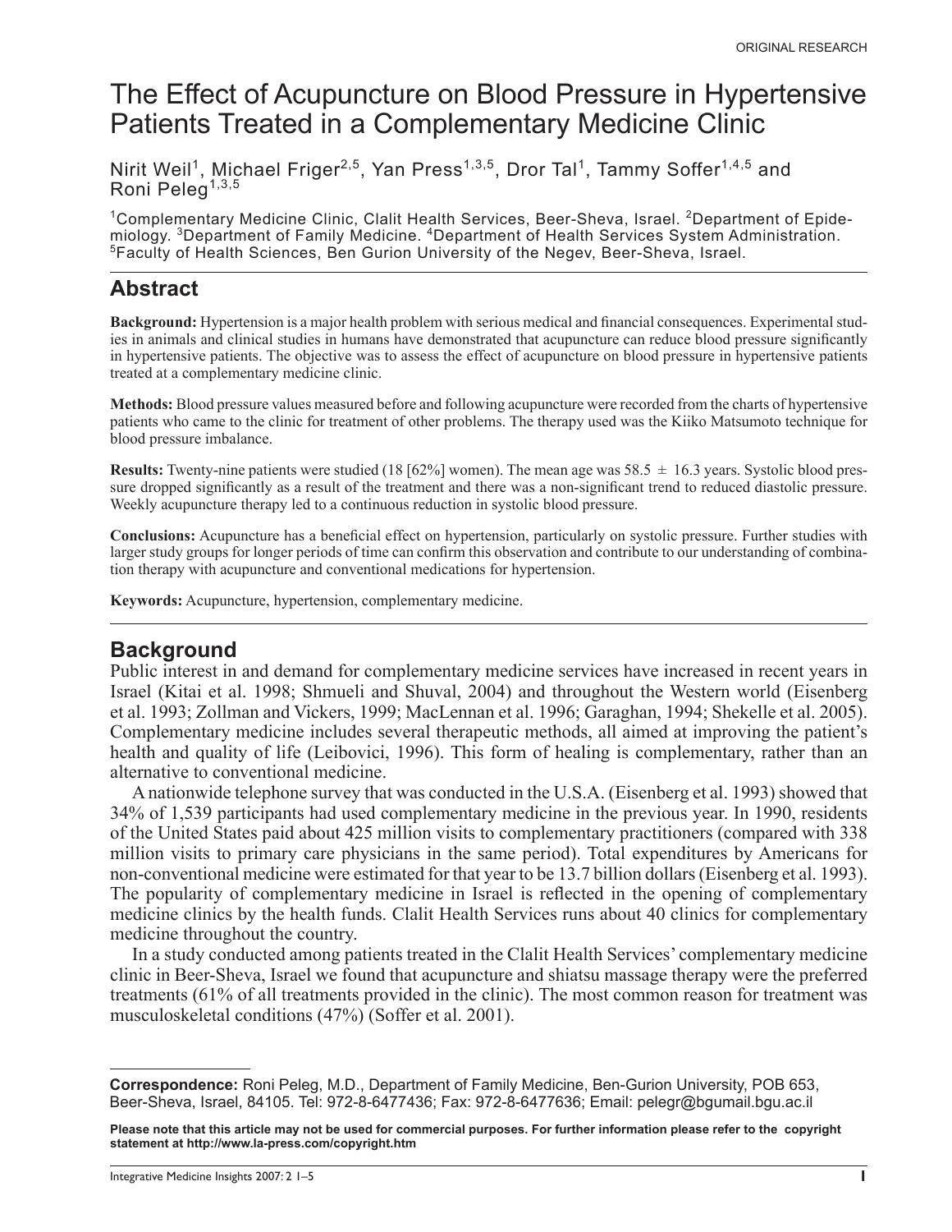ORIGINAL RESEARCH

# The Effect of Acupuncture on Blood Pressure in Hypertensive Patients Treated in a Complementary Medicine Clinic

Nirit Weil[1], Michael Friger[2,5], Yan Press[1,3,5], Dror Tal[1], Tammy Soffer[1,4,5] and Roni Peleg[1,3,5]

[1]Complementary Medicine Clinic, Clalit Health Services, Beer-Sheva, Israel. [2]Department of Epidemiology. [3]Department of Family Medicine. [4]Department of Health Services System Administration. [5]Faculty of Health Sciences, Ben Gurion University of the Negev, Beer-Sheva, Israel.

## Abstract

**Background:** Hypertension is a major health problem with serious medical and financial consequences. Experimental studies in animals and clinical studies in humans have demonstrated that acupuncture can reduce blood pressure significantly in hypertensive patients. The objective was to assess the effect of acupuncture on blood pressure in hypertensive patients treated at a complementary medicine clinic.

**Methods:** Blood pressure values measured before and following acupuncture were recorded from the charts of hypertensive patients who came to the clinic for treatment of other problems. The therapy used was the Kiiko Matsumoto technique for blood pressure imbalance.

**Results:** Twenty-nine patients were studied (18 [62%] women). The mean age was 58.5 ± 16.3 years. Systolic blood pressure dropped significantly as a result of the treatment and there was a non-significant trend to reduced diastolic pressure. Weekly acupuncture therapy led to a continuous reduction in systolic blood pressure.

**Conclusions:** Acupuncture has a beneficial effect on hypertension, particularly on systolic pressure. Further studies with larger study groups for longer periods of time can confirm this observation and contribute to our understanding of combination therapy with acupuncture and conventional medications for hypertension.

**Keywords:** Acupuncture, hypertension, complementary medicine.

## Background

Public interest in and demand for complementary medicine services have increased in recent years in Israel (Kitai et al. 1998; Shmueli and Shuval, 2004) and throughout the Western world (Eisenberg et al. 1993; Zollman and Vickers, 1999; MacLennan et al. 1996; Garaghan, 1994; Shekelle et al. 2005). Complementary medicine includes several therapeutic methods, all aimed at improving the patient's health and quality of life (Leibovici, 1996). This form of healing is complementary, rather than an alternative to conventional medicine.

A nationwide telephone survey that was conducted in the U.S.A. (Eisenberg et al. 1993) showed that 34% of 1,539 participants had used complementary medicine in the previous year. In 1990, residents of the United States paid about 425 million visits to complementary practitioners (compared with 338 million visits to primary care physicians in the same period). Total expenditures by Americans for non-conventional medicine were estimated for that year to be 13.7 billion dollars (Eisenberg et al. 1993). The popularity of complementary medicine in Israel is reflected in the opening of complementary medicine clinics by the health funds. Clalit Health Services runs about 40 clinics for complementary medicine throughout the country.

In a study conducted among patients treated in the Clalit Health Services' complementary medicine clinic in Beer-Sheva, Israel we found that acupuncture and shiatsu massage therapy were the preferred treatments (61% of all treatments provided in the clinic). The most common reason for treatment was musculoskeletal conditions (47%) (Soffer et al. 2001).

---

**Correspondence:** Roni Peleg, M.D., Department of Family Medicine, Ben-Gurion University, POB 653, Beer-Sheva, Israel, 84105. Tel: 972-8-6477436; Fax: 972-8-6477636; Email: pelegr@bgumail.bgu.ac.il

**Please note that this article may not be used for commercial purposes. For further information please refer to the copyright statement at http://www.la-press.com/copyright.htm**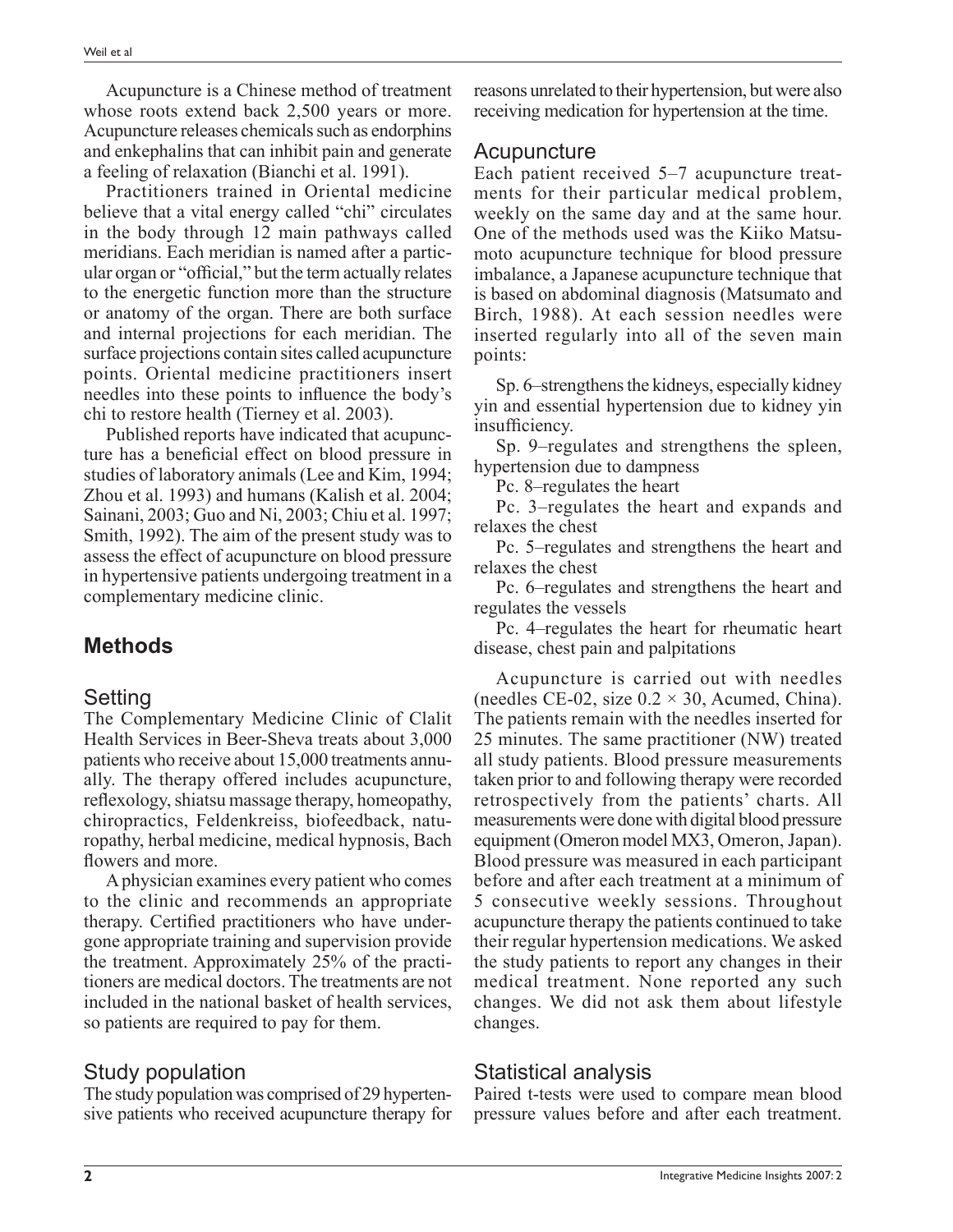Acupuncture is a Chinese method of treatment whose roots extend back 2,500 years or more. Acupuncture releases chemicals such as endorphins and enkephalins that can inhibit pain and generate a feeling of relaxation (Bianchi et al. 1991).

Practitioners trained in Oriental medicine believe that a vital energy called "chi" circulates in the body through 12 main pathways called meridians. Each meridian is named after a particular organ or "official," but the term actually relates to the energetic function more than the structure or anatomy of the organ. There are both surface and internal projections for each meridian. The surface projections contain sites called acupuncture points. Oriental medicine practitioners insert needles into these points to influence the body's chi to restore health (Tierney et al. 2003).

Published reports have indicated that acupuncture has a beneficial effect on blood pressure in studies of laboratory animals (Lee and Kim, 1994; Zhou et al. 1993) and humans (Kalish et al. 2004; Sainani, 2003; Guo and Ni, 2003; Chiu et al. 1997; Smith, 1992). The aim of the present study was to assess the effect of acupuncture on blood pressure in hypertensive patients undergoing treatment in a complementary medicine clinic.

## Methods

### Setting

The Complementary Medicine Clinic of Clalit Health Services in Beer-Sheva treats about 3,000 patients who receive about 15,000 treatments annually. The therapy offered includes acupuncture, reflexology, shiatsu massage therapy, homeopathy, chiropractics, Feldenkreiss, biofeedback, naturopathy, herbal medicine, medical hypnosis, Bach flowers and more.

A physician examines every patient who comes to the clinic and recommends an appropriate therapy. Certified practitioners who have undergone appropriate training and supervision provide the treatment. Approximately 25% of the practitioners are medical doctors. The treatments are not included in the national basket of health services, so patients are required to pay for them.

### Study population

The study population was comprised of 29 hypertensive patients who received acupuncture therapy for reasons unrelated to their hypertension, but were also receiving medication for hypertension at the time.

### Acupuncture

Each patient received 5–7 acupuncture treatments for their particular medical problem, weekly on the same day and at the same hour. One of the methods used was the Kiiko Matsumoto acupuncture technique for blood pressure imbalance, a Japanese acupuncture technique that is based on abdominal diagnosis (Matsumato and Birch, 1988). At each session needles were inserted regularly into all of the seven main points:

Sp. 6–strengthens the kidneys, especially kidney yin and essential hypertension due to kidney yin insufficiency.

Sp. 9–regulates and strengthens the spleen, hypertension due to dampness

Pc. 8–regulates the heart

Pc. 3–regulates the heart and expands and relaxes the chest

Pc. 5–regulates and strengthens the heart and relaxes the chest

Pc. 6–regulates and strengthens the heart and regulates the vessels

Pc. 4–regulates the heart for rheumatic heart disease, chest pain and palpitations

Acupuncture is carried out with needles (needles CE-02, size $0.2 \times 30$, Acumed, China). The patients remain with the needles inserted for 25 minutes. The same practitioner (NW) treated all study patients. Blood pressure measurements taken prior to and following therapy were recorded retrospectively from the patients' charts. All measurements were done with digital blood pressure equipment (Omeron model MX3, Omeron, Japan). Blood pressure was measured in each participant before and after each treatment at a minimum of 5 consecutive weekly sessions. Throughout acupuncture therapy the patients continued to take their regular hypertension medications. We asked the study patients to report any changes in their medical treatment. None reported any such changes. We did not ask them about lifestyle changes.

### Statistical analysis

Paired t-tests were used to compare mean blood pressure values before and after each treatment.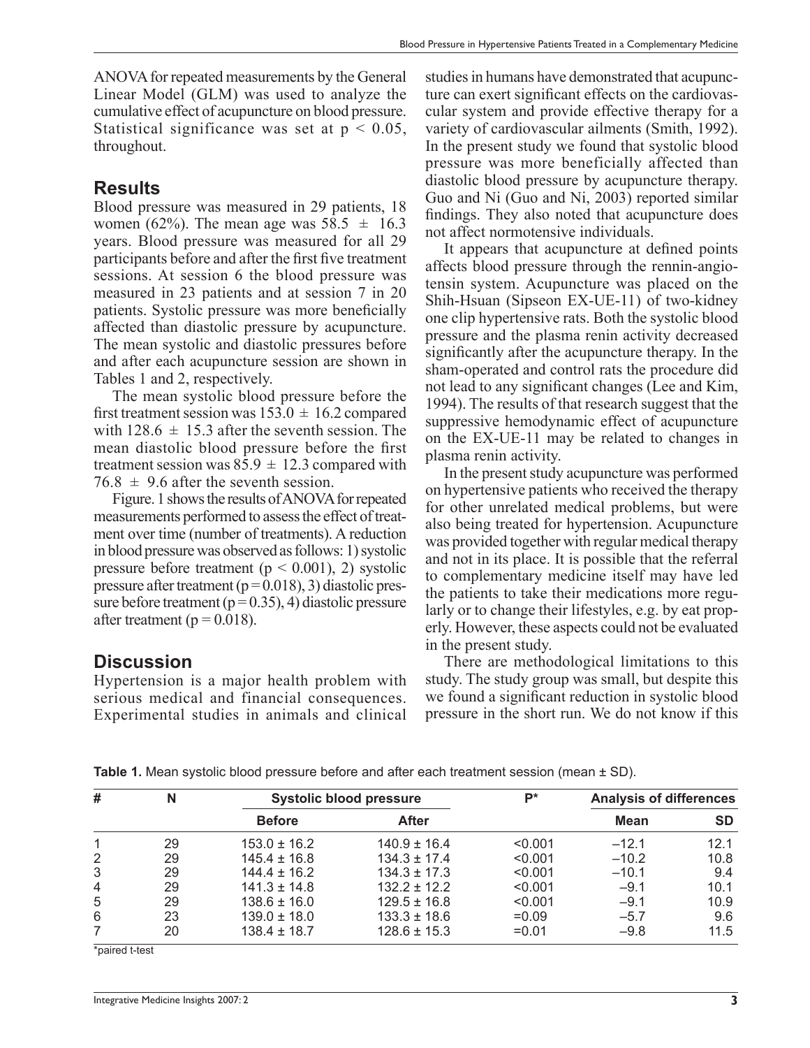ANOVA for repeated measurements by the General Linear Model (GLM) was used to analyze the cumulative effect of acupuncture on blood pressure. Statistical significance was set at $p < 0.05$, throughout.

## Results

Blood pressure was measured in 29 patients, 18 women (62%). The mean age was 58.5 ± 16.3 years. Blood pressure was measured for all 29 participants before and after the first five treatment sessions. At session 6 the blood pressure was measured in 23 patients and at session 7 in 20 patients. Systolic pressure was more beneficially affected than diastolic pressure by acupuncture. The mean systolic and diastolic pressures before and after each acupuncture session are shown in Tables 1 and 2, respectively.

The mean systolic blood pressure before the first treatment session was 153.0 ± 16.2 compared with 128.6 ± 15.3 after the seventh session. The mean diastolic blood pressure before the first treatment session was 85.9 ± 12.3 compared with 76.8 ± 9.6 after the seventh session.

Figure. 1 shows the results of ANOVA for repeated measurements performed to assess the effect of treatment over time (number of treatments). A reduction in blood pressure was observed as follows: 1) systolic pressure before treatment ($p < 0.001$), 2) systolic pressure after treatment ($p = 0.018$), 3) diastolic pressure before treatment ($p = 0.35$), 4) diastolic pressure after treatment ($p = 0.018$).

## Discussion

Hypertension is a major health problem with serious medical and financial consequences. Experimental studies in animals and clinical studies in humans have demonstrated that acupuncture can exert significant effects on the cardiovascular system and provide effective therapy for a variety of cardiovascular ailments (Smith, 1992). In the present study we found that systolic blood pressure was more beneficially affected than diastolic blood pressure by acupuncture therapy. Guo and Ni (Guo and Ni, 2003) reported similar findings. They also noted that acupuncture does not affect normotensive individuals.

It appears that acupuncture at defined points affects blood pressure through the rennin-angiotensin system. Acupuncture was placed on the Shih-Hsuan (Sipseon EX-UE-11) of two-kidney one clip hypertensive rats. Both the systolic blood pressure and the plasma renin activity decreased significantly after the acupuncture therapy. In the sham-operated and control rats the procedure did not lead to any significant changes (Lee and Kim, 1994). The results of that research suggest that the suppressive hemodynamic effect of acupuncture on the EX-UE-11 may be related to changes in plasma renin activity.

In the present study acupuncture was performed on hypertensive patients who received the therapy for other unrelated medical problems, but were also being treated for hypertension. Acupuncture was provided together with regular medical therapy and not in its place. It is possible that the referral to complementary medicine itself may have led the patients to take their medications more regularly or to change their lifestyles, e.g. by eat properly. However, these aspects could not be evaluated in the present study.

There are methodological limitations to this study. The study group was small, but despite this we found a significant reduction in systolic blood pressure in the short run. We do not know if this

**Table 1.** Mean systolic blood pressure before and after each treatment session (mean ± SD).

| # | N | Systolic blood pressure | | P* | Analysis of differences | |
|---|---|---|---|---|---|---|
| | | Before | After | | Mean | SD |
| 1 | 29 | 153.0 ± 16.2 | 140.9 ± 16.4 | <0.001 | –12.1 | 12.1 |
| 2 | 29 | 145.4 ± 16.8 | 134.3 ± 17.4 | <0.001 | –10.2 | 10.8 |
| 3 | 29 | 144.4 ± 16.2 | 134.3 ± 17.3 | <0.001 | –10.1 | 9.4 |
| 4 | 29 | 141.3 ± 14.8 | 132.2 ± 12.2 | <0.001 | –9.1 | 10.1 |
| 5 | 29 | 138.6 ± 16.0 | 129.5 ± 16.8 | <0.001 | –9.1 | 10.9 |
| 6 | 23 | 139.0 ± 18.0 | 133.3 ± 18.6 | =0.09 | –5.7 | 9.6 |
| 7 | 20 | 138.4 ± 18.7 | 128.6 ± 15.3 | =0.01 | –9.8 | 11.5 |

*paired t-test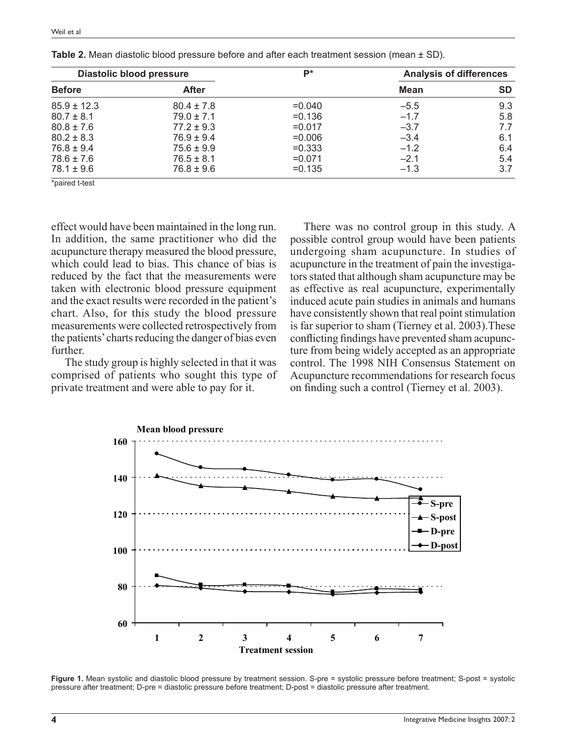**Table 2.** Mean diastolic blood pressure before and after each treatment session (mean ± SD).

| Diastolic blood pressure | | P* | Analysis of differences | |
|---|---|---|---|---|
| **Before** | **After** | | **Mean** | **SD** |
| 85.9 ± 12.3 | 80.4 ± 7.8 | =0.040 | −5.5 | 9.3 |
| 80.7 ± 8.1 | 79.0 ± 7.1 | =0.136 | −1.7 | 5.8 |
| 80.8 ± 7.6 | 77.2 ± 9.3 | =0.017 | −3.7 | 7.7 |
| 80.2 ± 8.3 | 76.9 ± 9.4 | =0.006 | −3.4 | 6.1 |
| 76.8 ± 9.4 | 75.6 ± 9.9 | =0.333 | −1.2 | 6.4 |
| 78.6 ± 7.6 | 76.5 ± 8.1 | =0.071 | −2.1 | 5.4 |
| 78.1 ± 9.6 | 76.8 ± 9.6 | =0.135 | −1.3 | 3.7 |

*paired t-test

effect would have been maintained in the long run. In addition, the same practitioner who did the acupuncture therapy measured the blood pressure, which could lead to bias. This chance of bias is reduced by the fact that the measurements were taken with electronic blood pressure equipment and the exact results were recorded in the patient's chart. Also, for this study the blood pressure measurements were collected retrospectively from the patients' charts reducing the danger of bias even further.

The study group is highly selected in that it was comprised of patients who sought this type of private treatment and were able to pay for it.

There was no control group in this study. A possible control group would have been patients undergoing sham acupuncture. In studies of acupuncture in the treatment of pain the investigators stated that although sham acupuncture may be as effective as real acupuncture, experimentally induced acute pain studies in animals and humans have consistently shown that real point stimulation is far superior to sham (Tierney et al. 2003). These conflicting findings have prevented sham acupuncture from being widely accepted as an appropriate control. The 1998 NIH Consensus Statement on Acupuncture recommendations for research focus on finding such a control (Tierney et al. 2003).

**Figure 1.** Mean systolic and diastolic blood pressure by treatment session. S-pre = systolic pressure before treatment; S-post = systolic pressure after treatment; D-pre = diastolic pressure before treatment; D-post = diastolic pressure after treatment.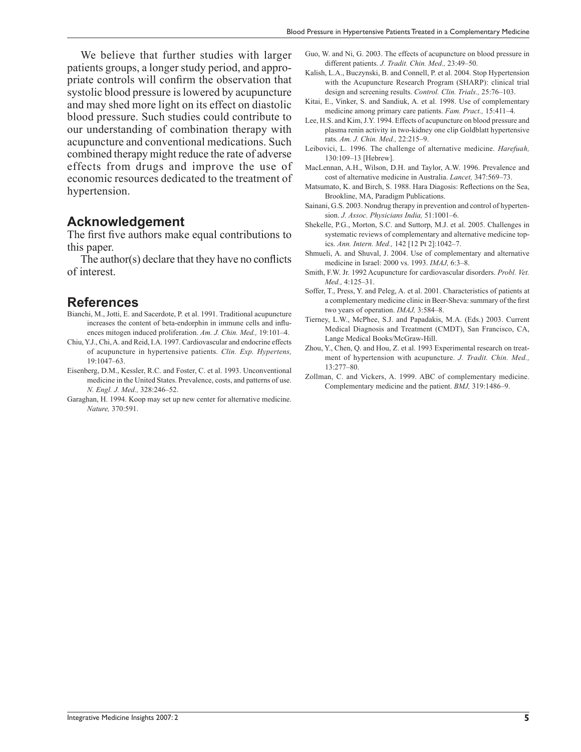We believe that further studies with larger patients groups, a longer study period, and appropriate controls will confirm the observation that systolic blood pressure is lowered by acupuncture and may shed more light on its effect on diastolic blood pressure. Such studies could contribute to our understanding of combination therapy with acupuncture and conventional medications. Such combined therapy might reduce the rate of adverse effects from drugs and improve the use of economic resources dedicated to the treatment of hypertension.

## Acknowledgement

The first five authors make equal contributions to this paper.

The author(s) declare that they have no conflicts of interest.

## References

Bianchi, M., Jotti, E. and Sacerdote, P. et al. 1991. Traditional acupuncture increases the content of beta-endorphin in immune cells and influences mitogen induced proliferation. *Am. J. Chin. Med.,* 19:101–4.

Chiu, Y.J., Chi, A. and Reid, I.A. 1997. Cardiovascular and endocrine effects of acupuncture in hypertensive patients. *Clin. Exp. Hypertens,* 19:1047–63.

Eisenberg, D.M., Kessler, R.C. and Foster, C. et al. 1993. Unconventional medicine in the United States. Prevalence, costs, and patterns of use. *N. Engl. J. Med.,* 328:246–52.

Garaghan, H. 1994. Koop may set up new center for alternative medicine. *Nature,* 370:591.

Guo, W. and Ni, G. 2003. The effects of acupuncture on blood pressure in different patients. *J. Tradit. Chin. Med.,* 23:49–50.

Kalish, L.A., Buczynski, B. and Connell, P. et al. 2004. Stop Hypertension with the Acupuncture Research Program (SHARP): clinical trial design and screening results. *Control. Clin. Trials.,* 25:76–103.

Kitai, E., Vinker, S. and Sandiuk, A. et al. 1998. Use of complementary medicine among primary care patients. *Fam. Pract.,* 15:411–4.

Lee, H.S. and Kim, J.Y. 1994. Effects of acupuncture on blood pressure and plasma renin activity in two-kidney one clip Goldblatt hypertensive rats. *Am. J. Chin. Med.,* 22:215–9.

Leibovici, L. 1996. The challenge of alternative medicine. *Harefuah,* 130:109–13 [Hebrew].

MacLennan, A.H., Wilson, D.H. and Taylor, A.W. 1996. Prevalence and cost of alternative medicine in Australia. *Lancet,* 347:569–73.

Matsumato, K. and Birch, S. 1988. Hara Diagosis: Reflections on the Sea, Brookline, MA, Paradigm Publications.

Sainani, G.S. 2003. Nondrug therapy in prevention and control of hypertension. *J. Assoc. Physicians India,* 51:1001–6.

Shekelle, P.G., Morton, S.C. and Suttorp, M.J. et al. 2005. Challenges in systematic reviews of complementary and alternative medicine topics. *Ann. Intern. Med.,* 142 [12 Pt 2]:1042–7.

Shmueli, A. and Shuval, J. 2004. Use of complementary and alternative medicine in Israel: 2000 vs. 1993. *IMAJ,* 6:3–8.

Smith, F.W. Jr. 1992 Acupuncture for cardiovascular disorders. *Probl. Vet. Med.,* 4:125–31.

Soffer, T., Press, Y. and Peleg, A. et al. 2001. Characteristics of patients at a complementary medicine clinic in Beer-Sheva: summary of the first two years of operation. *IMAJ,* 3:584–8.

Tierney, L.W., McPhee, S.J. and Papadakis, M.A. (Eds.) 2003. Current Medical Diagnosis and Treatment (CMDT), San Francisco, CA, Lange Medical Books/McGraw-Hill.

Zhou, Y., Chen, Q. and Hou, Z. et al. 1993 Experimental research on treatment of hypertension with acupuncture. *J. Tradit. Chin. Med.,* 13:277–80.

Zollman, C. and Vickers, A. 1999. ABC of complementary medicine. Complementary medicine and the patient. *BMJ,* 319:1486–9.